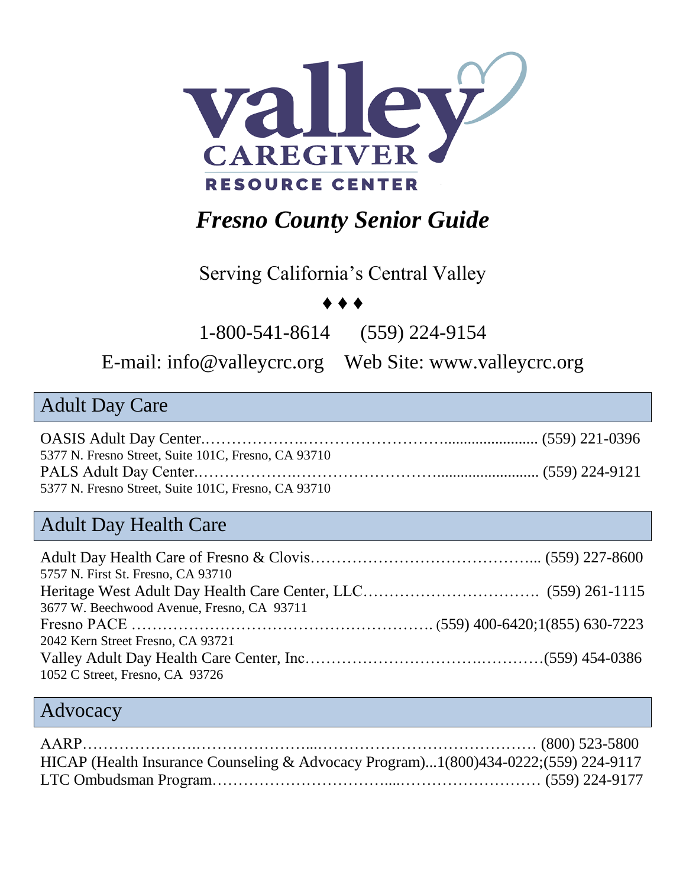**valley CAREGIVER RESOURCE CENTER**

# *Fresno County Senior Guide*

Serving California's Central Valley

♦ ♦ ♦

1-800-541-8614 (559) 224-9154

E-mail: info@valleycrc.org Web Site: www.valleycrc.org

## Adult Day Care

OASIS Adult Day Center………………………………………………........................ (559) 221-0396
5377 N. Fresno Street, Suite 101C, Fresno, CA 93710

PALS Adult Day Center………………………………………………........................ (559) 224-9121
5377 N. Fresno Street, Suite 101C, Fresno, CA 93710

## Adult Day Health Care

Adult Day Health Care of Fresno & Clovis…………………………………….... (559) 227-8600
5757 N. First St. Fresno, CA 93710

Heritage West Adult Day Health Care Center, LLC……………………………. (559) 261-1115
3677 W. Beechwood Avenue, Fresno, CA 93711

Fresno PACE ………………………………………………. (559) 400-6420;1(855) 630-7223
2042 Kern Street Fresno, CA 93721

Valley Adult Day Health Care Center, Inc………………………………………(559) 454-0386
1052 C Street, Fresno, CA 93726

## Advocacy

AARP…………………………………………………………………………… (800) 523-5800

HICAP (Health Insurance Counseling & Advocacy Program)...1(800)434-0222;(559) 224-9117

LTC Ombudsman Program………………………………………………………… (559) 224-9177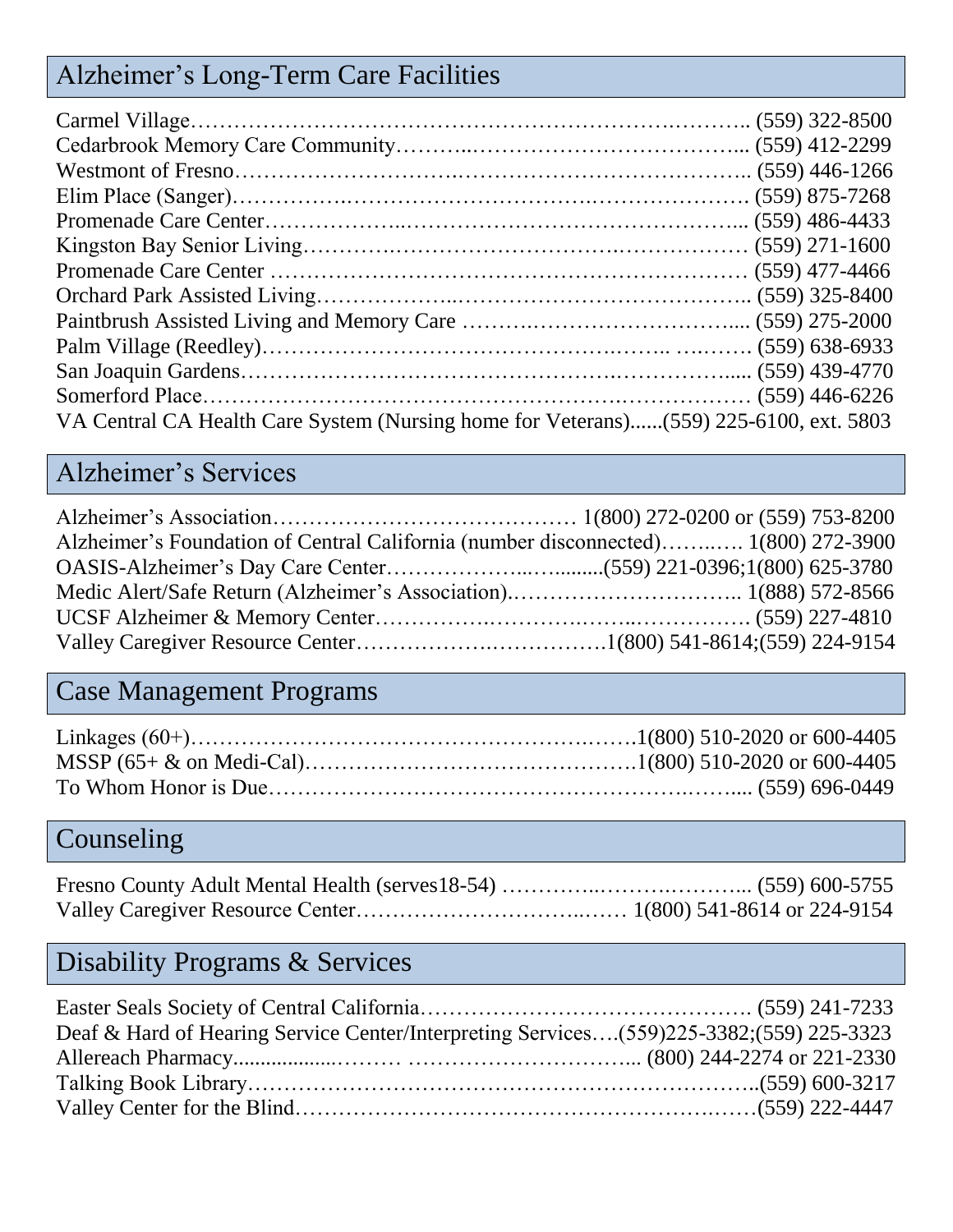## Alzheimer's Long-Term Care Facilities

Carmel Village………………………………………………………….……….. (559) 322-8500
Cedarbrook Memory Care Community………..……………………………….... (559) 412-2299
Westmont of Fresno………………………….……………………………….. (559) 446-1266
Elim Place (Sanger)…………….……………………………….…………………. (559) 875-7268
Promenade Care Center………………...………………………………………... (559) 486-4433
Kingston Bay Senior Living……………….……………………….……………… (559) 271-1600
Promenade Care Center …………………………………………………………. (559) 477-4466
Orchard Park Assisted Living………………..………………………………….. (559) 325-8400
Paintbrush Assisted Living and Memory Care ……….……………………….... (559) 275-2000
Palm Village (Reedley)……………………………………….…….. ….……. (559) 638-6933
San Joaquin Gardens……………………………………………….…………..... (559) 439-4770
Somerford Place…………………………………………….……………… (559) 446-6226
VA Central CA Health Care System (Nursing home for Veterans)......(559) 225-6100, ext. 5803

## Alzheimer's Services

Alzheimer's Association…………………………………… 1(800) 272-0200 or (559) 753-8200
Alzheimer's Foundation of Central California (number disconnected)……..…. 1(800) 272-3900
OASIS-Alzheimer's Day Care Center………………..….........(559) 221-0396;1(800) 625-3780
Medic Alert/Safe Return (Alzheimer's Association).………………………….. 1(888) 572-8566
UCSF Alzheimer & Memory Center…………….…………..……..……………. (559) 227-4810
Valley Caregiver Resource Center……………….……………1(800) 541-8614;(559) 224-9154

## Case Management Programs

Linkages (60+)…………………………………………………..…….1(800) 510-2020 or 600-4405
MSSP (65+ & on Medi-Cal)……………………………………….1(800) 510-2020 or 600-4405
To Whom Honor is Due…………………………………………….……... (559) 696-0449

## Counseling

Fresno County Adult Mental Health (serves18-54) …………..…….….……... (559) 600-5755
Valley Caregiver Resource Center…………………………..…… 1(800) 541-8614 or 224-9154

## Disability Programs & Services

Easter Seals Society of Central California………………………………………. (559) 241-7233
Deaf & Hard of Hearing Service Center/Interpreting Services….(559)225-3382;(559) 225-3323
Allereach Pharmacy..................……… …………………………... (800) 244-2274 or 221-2330
Talking Book Library…………………………………………………………..(559) 600-3217
Valley Center for the Blind…………………………………………….……(559) 222-4447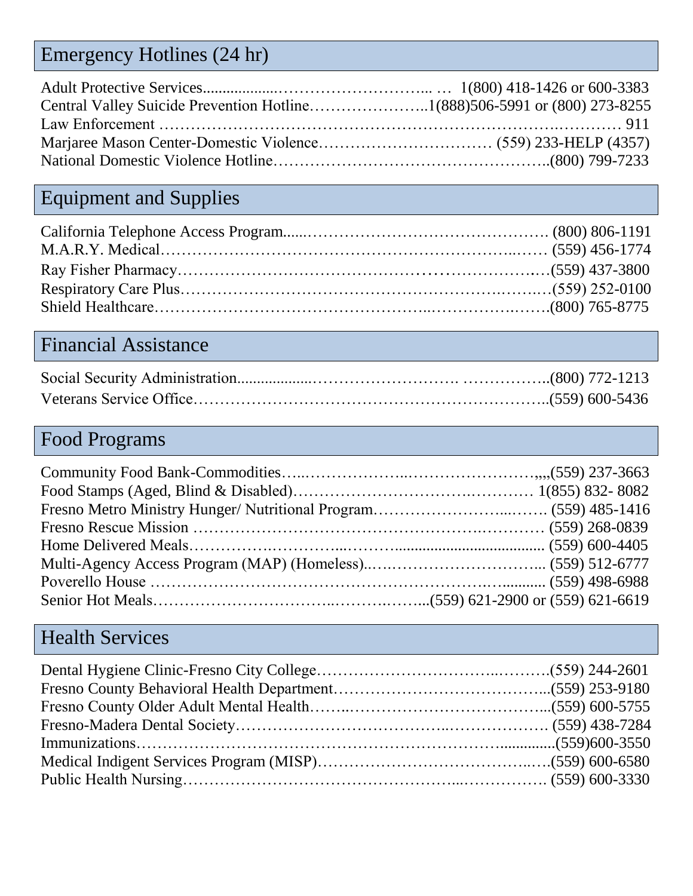## Emergency Hotlines (24 hr)

Adult Protective Services................................................ 1(800) 418-1426 or 600-3383
Central Valley Suicide Prevention Hotline..........................1(888)506-5991 or (800) 273-8255
Law Enforcement .................................................................................... 911
Marjaree Mason Center-Domestic Violence.............................. (559) 233-HELP (4357)
National Domestic Violence Hotline..............................................(800) 799-7233

## Equipment and Supplies

California Telephone Access Program............................................. (800) 806-1191
M.A.R.Y. Medical.................................................................... (559) 456-1774
Ray Fisher Pharmacy.................................................................(559) 437-3800
Respiratory Care Plus.............................................................(559) 252-0100
Shield Healthcare......................................................................(800) 765-8775

## Financial Assistance

Social Security Administration................................................(800) 772-1213
Veterans Service Office..............................................................(559) 600-5436

## Food Programs

Community Food Bank-Commodities..................................................,,,,(559) 237-3663
Food Stamps (Aged, Blind & Disabled)............................................ 1(855) 832- 8082
Fresno Metro Ministry Hunger/ Nutritional Program................................. (559) 485-1416
Fresno Rescue Mission ................................................................ (559) 268-0839
Home Delivered Meals.................................................................... (559) 600-4405
Multi-Agency Access Program (MAP) (Homeless)........................................ (559) 512-6777
Poverello House ............................................................................ (559) 498-6988
Senior Hot Meals........................................................(559) 621-2900 or (559) 621-6619

## Health Services

Dental Hygiene Clinic-Fresno City College............................................(559) 244-2601
Fresno County Behavioral Health Department........................................(559) 253-9180
Fresno County Older Adult Mental Health..............................................(559) 600-5755
Fresno-Madera Dental Society........................................................... (559) 438-7284
Immunizations.......................................................................................(559)600-3550
Medical Indigent Services Program (MISP)..............................................(559) 600-6580
Public Health Nursing.............................................................................. (559) 600-3330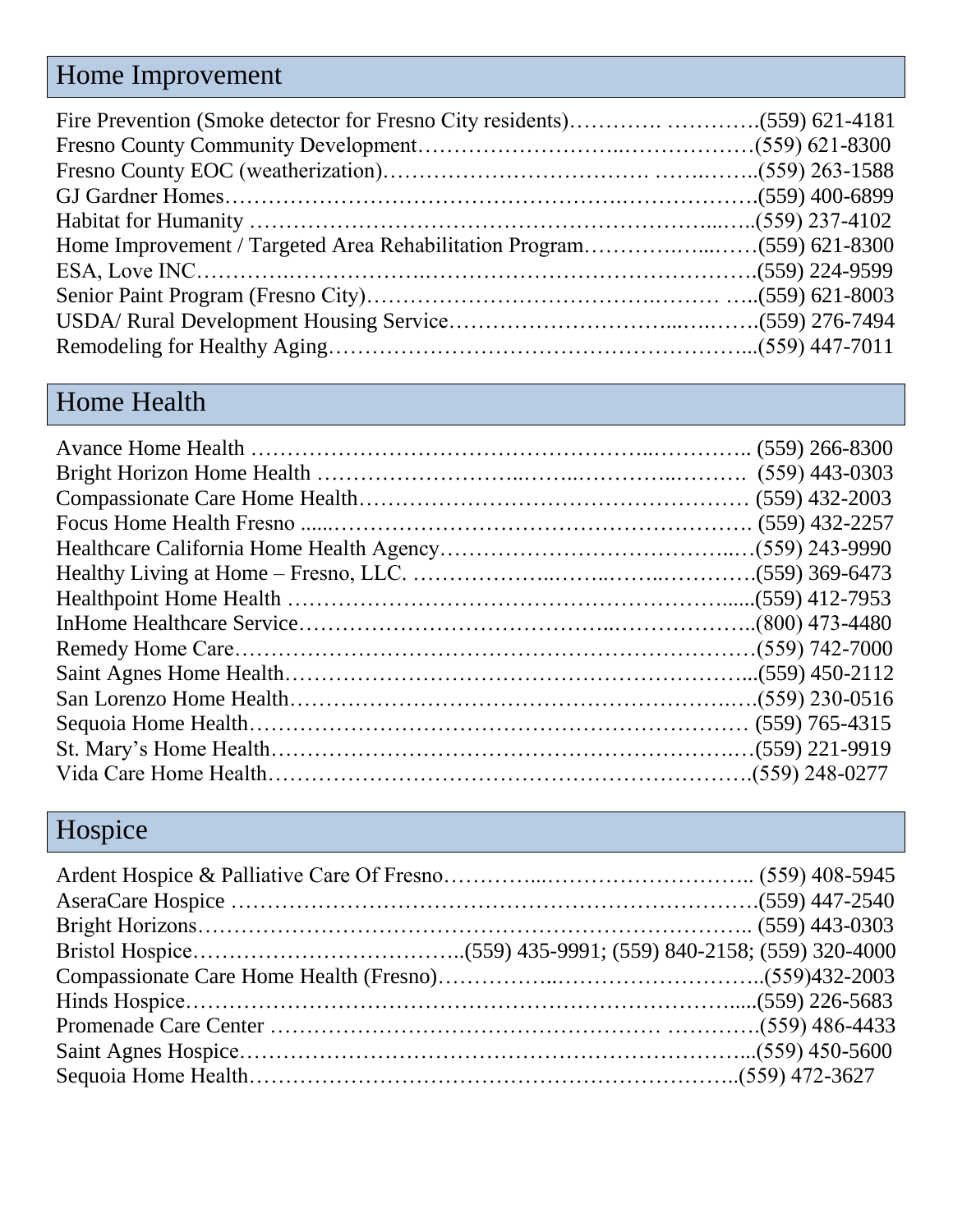## Home Improvement

Fire Prevention (Smoke detector for Fresno City residents)…………. ………….(559) 621-4181
Fresno County Community Development………………………..………………(559) 621-8300
Fresno County EOC (weatherization)……………………………. ……..……..(559) 263-1588
GJ Gardner Homes……………………………………………….……………….(559) 400-6899
Habitat for Humanity ……………………………………………………...…..(559) 237-4102
Home Improvement / Targeted Area Rehabilitation Program…………..…...……(559) 621-8300
ESA, Love INC…………..……………….……………………………………….(559) 224-9599
Senior Paint Program (Fresno City)…………………………………..……… …..(559) 621-8003
USDA/ Rural Development Housing Service………………………...…..…….(559) 276-7494
Remodeling for Healthy Aging……………………………………………...(559) 447-7011

## Home Health

Avance Home Health …………………………………………….………….. (559) 266-8300
Bright Horizon Home Health ………………………..……...…………...………. (559) 443-0303
Compassionate Care Home Health……………………………………………… (559) 432-2003
Focus Home Health Fresno ......…………………………………………………. (559) 432-2257
Healthcare California Home Health Agency………………………………..…(559) 243-9990
Healthy Living at Home – Fresno, LLC. ………………...……..…...…………(559) 369-6473
Healthpoint Home Health …………………………………………………......(559) 412-7953
InHome Healthcare Service…………………………………..………………..(800) 473-4480
Remedy Home Care………………………………………………………………(559) 742-7000
Saint Agnes Home Health……………………………………………………...(559) 450-2112
San Lorenzo Home Health………………………………………………….….(559) 230-0516
Sequoia Home Health…………………………………………………………… (559) 765-4315
St. Mary's Home Health……………………………………………………..…(559) 221-9919
Vida Care Home Health……………………………………………………….(559) 248-0277

## Hospice

Ardent Hospice & Palliative Care Of Fresno…………...……………………….. (559) 408-5945
AseraCare Hospice ……………………………………………………………….(559) 447-2540
Bright Horizons…………………………………………………………………….. (559) 443-0303
Bristol Hospice………………………………..(559) 435-9991; (559) 840-2158; (559) 320-4000
Compassionate Care Home Health (Fresno)……………..………………………..(559)432-2003
Hinds Hospice……………………………………………………………….....(559) 226-5683
Promenade Care Center …………………………………………… ………….(559) 486-4433
Saint Agnes Hospice………………………………………………………...(559) 450-5600
Sequoia Home Health…………………………………………………………..(559) 472-3627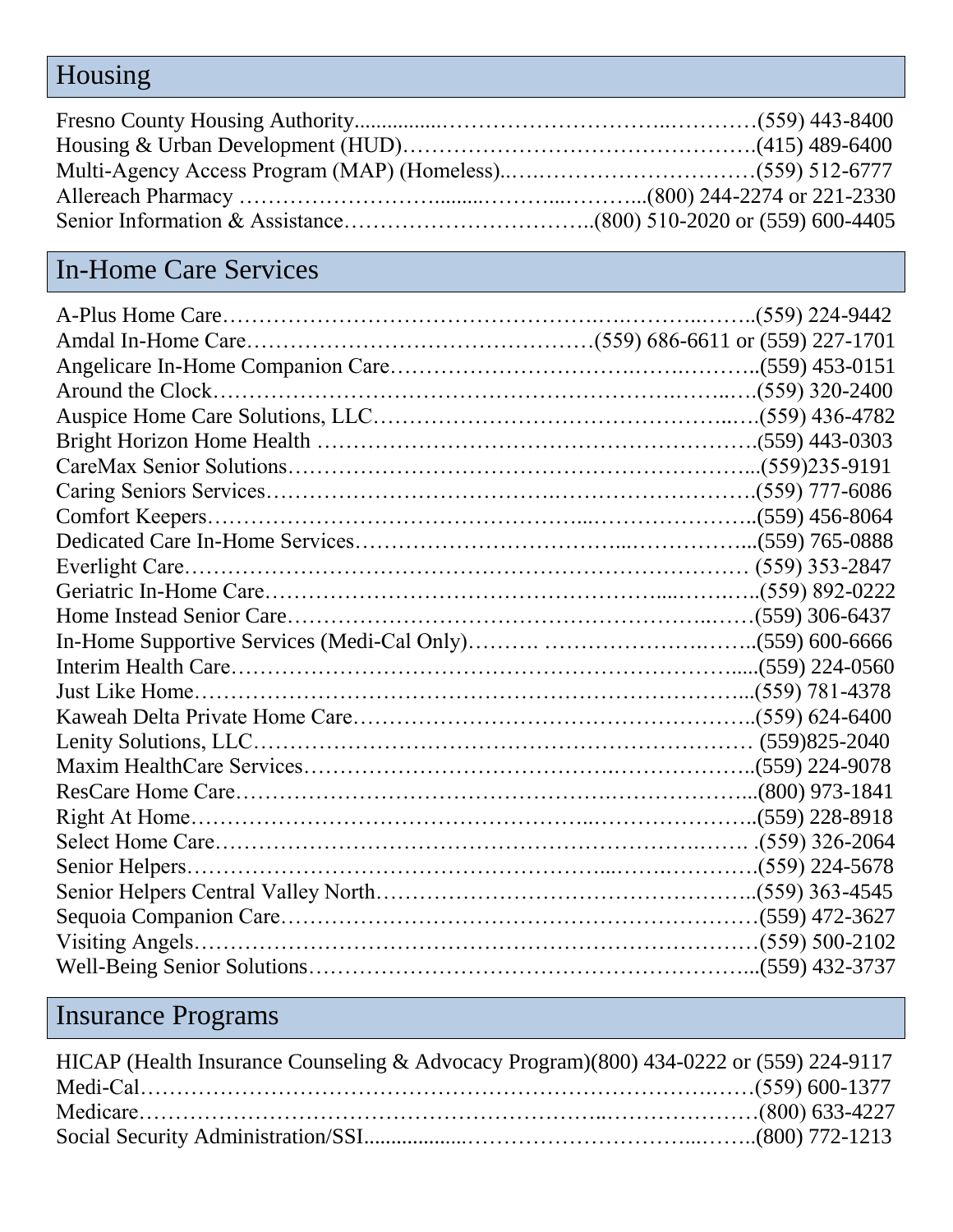## Housing

Fresno County Housing Authority....................................................................(559) 443-8400
Housing & Urban Development (HUD)..................................................(415) 489-6400
Multi-Agency Access Program (MAP) (Homeless)....................................(559) 512-6777
Allereach Pharmacy ......................................................(800) 244-2274 or 221-2330
Senior Information & Assistance....................................(800) 510-2020 or (559) 600-4405

## In-Home Care Services

A-Plus Home Care....................................................................................(559) 224-9442
Amdal In-Home Care..................................................(559) 686-6611 or (559) 227-1701
Angelicare In-Home Companion Care.......................................................(559) 453-0151
Around the Clock.......................................................................................(559) 320-2400
Auspice Home Care Solutions, LLC............................................................(559) 436-4782
Bright Horizon Home Health .....................................................................(559) 443-0303
CareMax Senior Solutions............................................................................(559)235-9191
Caring Seniors Services................................................................................(559) 777-6086
Comfort Keepers.........................................................................................(559) 456-8064
Dedicated Care In-Home Services...............................................................(559) 765-0888
Everlight Care............................................................................................ (559) 353-2847
Geriatric In-Home Care...............................................................................(559) 892-0222
Home Instead Senior Care...........................................................................(559) 306-6437
In-Home Supportive Services (Medi-Cal Only)...........................................(559) 600-6666
Interim Health Care.....................................................................................(559) 224-0560
Just Like Home............................................................................................(559) 781-4378
Kaweah Delta Private Home Care...............................................................(559) 624-6400
Lenity Solutions, LLC................................................................................ (559)825-2040
Maxim HealthCare Services........................................................................(559) 224-9078
ResCare Home Care....................................................................................(800) 973-1841
Right At Home.............................................................................................(559) 228-8918
Select Home Care.........................................................................................(559) 326-2064
Senior Helpers.............................................................................................(559) 224-5678
Senior Helpers Central Valley North...........................................................(559) 363-4545
Sequoia Companion Care.............................................................................(559) 472-3627
Visiting Angels.............................................................................................(559) 500-2102
Well-Being Senior Solutions........................................................................(559) 432-3737

## Insurance Programs

HICAP (Health Insurance Counseling & Advocacy Program)(800) 434-0222 or (559) 224-9117
Medi-Cal......................................................................................................(559) 600-1377
Medicare......................................................................................................(800) 633-4227
Social Security Administration/SSI..............................................................(800) 772-1213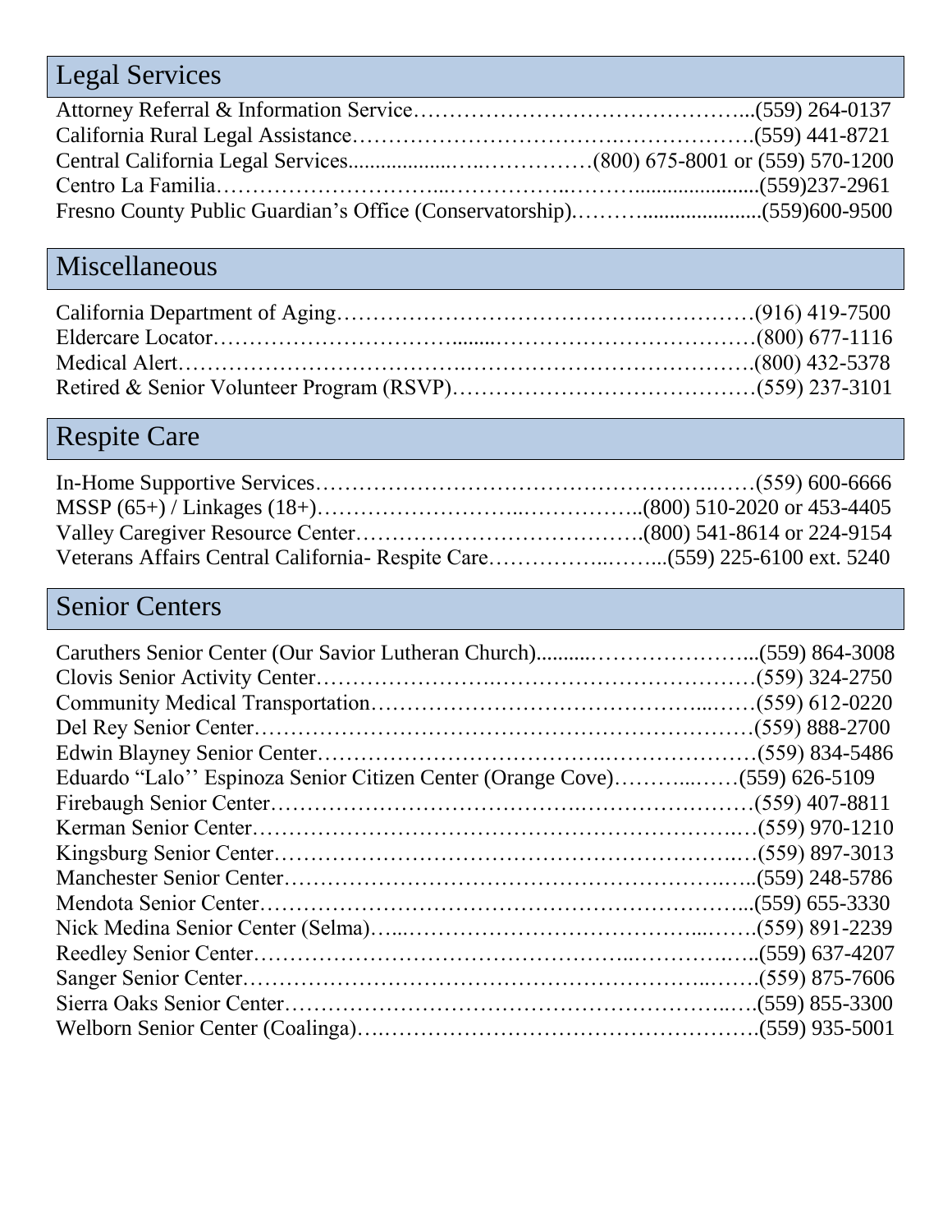## Legal Services

Attorney Referral & Information Service……………………………………...(559) 264-0137
California Rural Legal Assistance……………………………….……………….(559) 441-8721
Central California Legal Services...................….……………(800) 675-8001 or (559) 570-1200
Centro La Familia………………………...……………..………........................(559)237-2961
Fresno County Public Guardian's Office (Conservatorship).……….....................(559)600-9500

## Miscellaneous

California Department of Aging…………………………………….……………(916) 419-7500
Eldercare Locator…………………………........…………………………………(800) 677-1116
Medical Alert…………………………………….……………………………….(800) 432-5378
Retired & Senior Volunteer Program (RSVP)……………………………………(559) 237-3101

## Respite Care

In-Home Supportive Services………………………………………………….……(559) 600-6666
MSSP (65+) / Linkages (18+)………………………..……………..(800) 510-2020 or 453-4405
Valley Caregiver Resource Center………………………………….(800) 541-8614 or 224-9154
Veterans Affairs Central California- Respite Care……………..……...(559) 225-6100 ext. 5240

## Senior Centers

Caruthers Senior Center (Our Savior Lutheran Church)..........…………………...(559) 864-3008
Clovis Senior Activity Center…………………….……………………………….(559) 324-2750
Community Medical Transportation……………………………………...……(559) 612-0220
Del Rey Senior Center…………………………………………………………….(559) 888-2700
Edwin Blayney Senior Center…………………………….…………………(559) 834-5486
Eduardo "Lalo'' Espinoza Senior Citizen Center (Orange Cove)………...……(559) 626-5109
Firebaugh Senior Center………………………………….……………………(559) 407-8811
Kerman Senior Center……………………………………………………….…(559) 970-1210
Kingsburg Senior Center……………………………………………………….…(559) 897-3013
Manchester Senior Center……………………………………………………..…..(559) 248-5786
Mendota Senior Center…………………………………………………………....(559) 655-3330
Nick Medina Senior Center (Selma)…..…………………………………...…….(559) 891-2239
Reedley Senior Center…………………………………………...…………..…..(559) 637-4207
Sanger Senior Center………………………………………………………...…….(559) 875-7606
Sierra Oaks Senior Center……………………………………………………..….(559) 855-3300
Welborn Senior Center (Coalinga)….…………………………………………….(559) 935-5001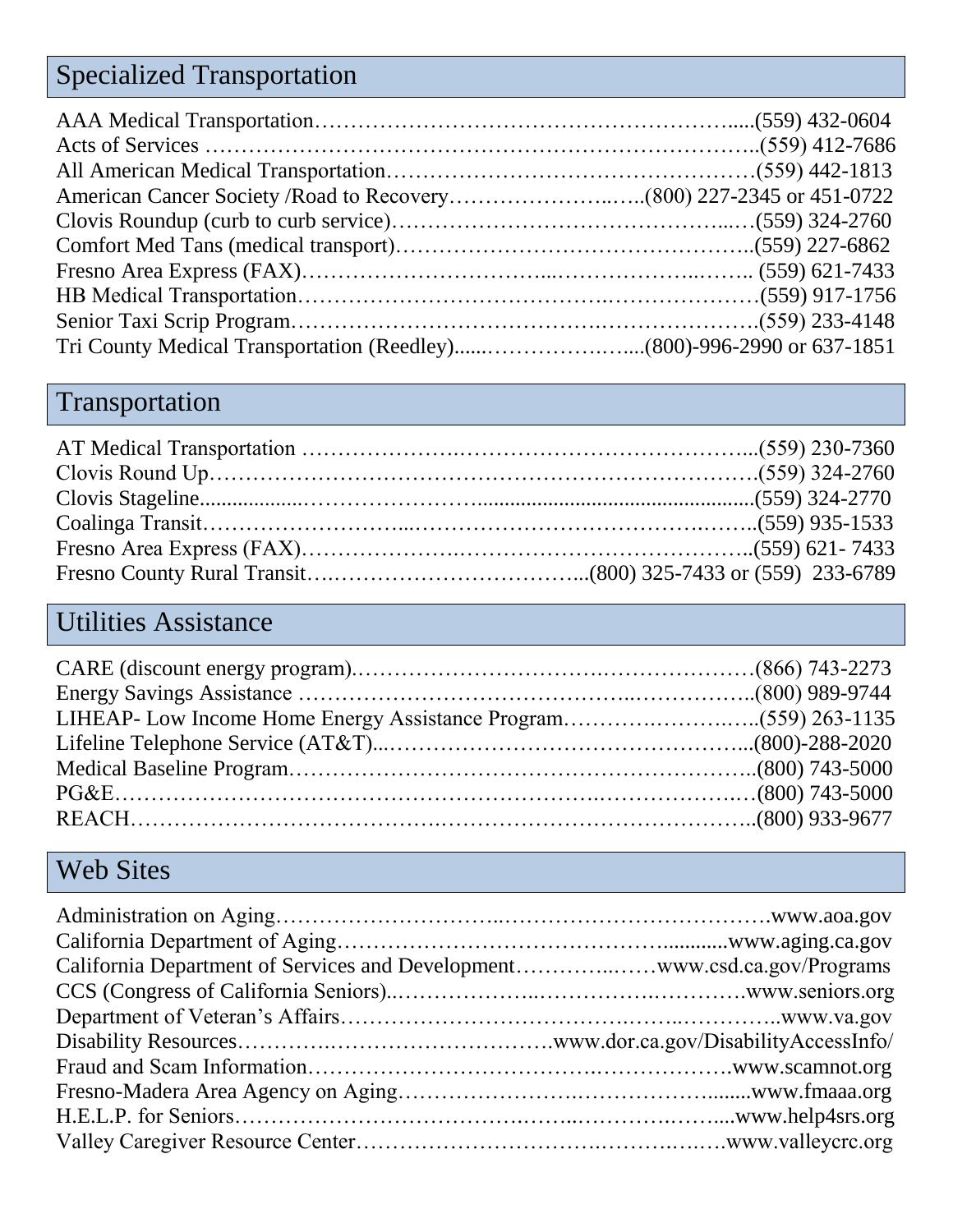## Specialized Transportation

AAA Medical Transportation……………………………………………………….....(559) 432-0604
Acts of Services …………………………………………………………………..(559) 412-7686
All American Medical Transportation……………………………………………(559) 442-1813
American Cancer Society /Road to Recovery…………………..…..(800) 227-2345 or 451-0722
Clovis Roundup (curb to curb service)……………………………………..…(559) 324-2760
Comfort Med Tans (medical transport)…………………………………………..(559) 227-6862
Fresno Area Express (FAX)…………………………...………………..…….. (559) 621-7433
HB Medical Transportation…………………………………..…………………(559) 917-1756
Senior Taxi Scrip Program……………………………………..………………….(559) 233-4148
Tri County Medical Transportation (Reedley)......……………….…....(800)-996-2990 or 637-1851

## Transportation

AT Medical Transportation ……………….……………………………………...(559) 230-7360
Clovis Round Up…………………………………………………………………….(559) 324-2760
Clovis Stageline..................………………………..................................................(559) 324-2770
Coalinga Transit……………………...……………………………………….……..(559) 935-1533
Fresno Area Express (FAX)………………….………………………………………..(559) 621- 7433
Fresno County Rural Transit….…………………………………...(800) 325-7433 or (559) 233-6789

## Utilities Assistance

CARE (discount energy program).……………………………….……………………(866) 743-2273
Energy Savings Assistance …………………………………………..……………..(800) 989-9744
LIHEAP- Low Income Home Energy Assistance Program……………….……..…..(559) 263-1135
Lifeline Telephone Service (AT&T)...…………………………………………...(800)-288-2020
Medical Baseline Program………………………………………………………..(800) 743-5000
PG&E………………………………………………………..……………….…(800) 743-5000
REACH……………………………….………………………………………..(800) 933-9677

## Web Sites

Administration on Aging…………………………..………………………………….www.aoa.gov
California Department of Aging………………………………………...........www.aging.ca.gov
California Department of Services and Development…………...……www.csd.ca.gov/Programs
CCS (Congress of California Seniors)..………………..……………….………….www.seniors.org
Department of Veteran's Affairs………………………………….……..…………..www.va.gov
Disability Resources………….………………………….www.dor.ca.gov/DisabilityAccessInfo/
Fraud and Scam Information……………………………….……………….www.scamnot.org
Fresno-Madera Area Agency on Aging………………….………………….......www.fmaaa.org
H.E.L.P. for Seniors…………………………….……..………….……....www.help4srs.org
Valley Caregiver Resource Center…………………………….……….….….www.valleycrc.org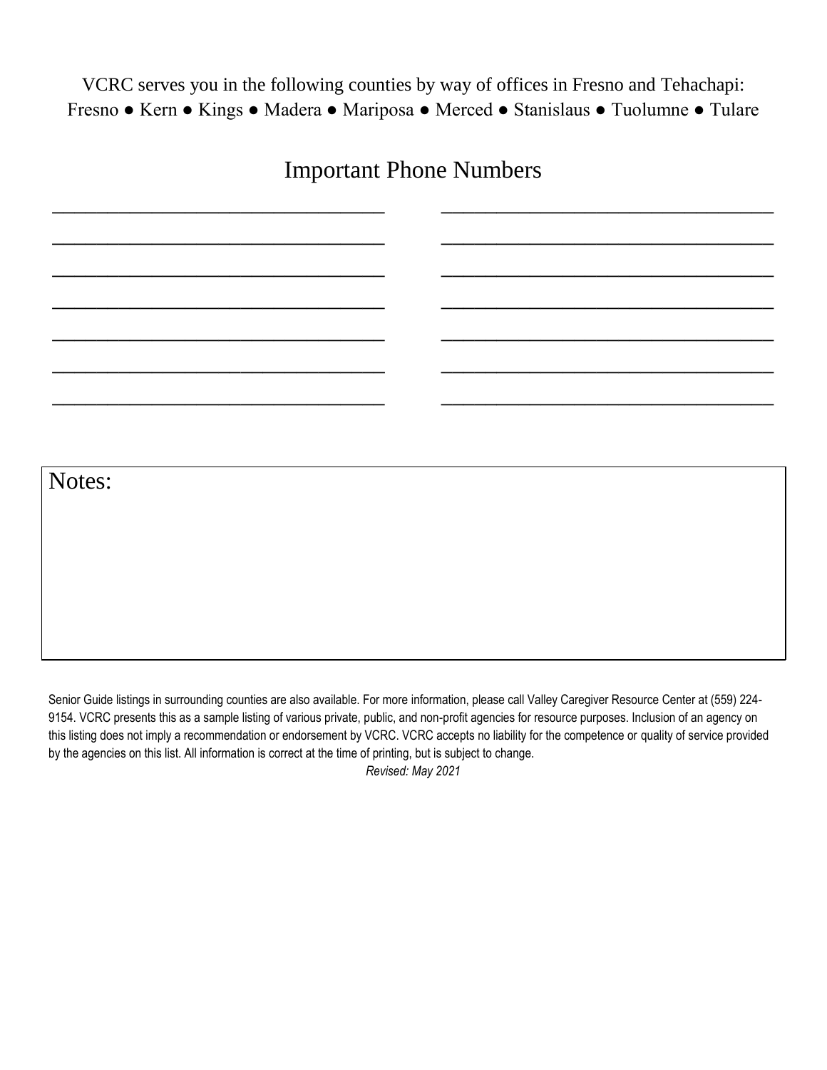VCRC serves you in the following counties by way of offices in Fresno and Tehachapi:
Fresno ● Kern ● Kings ● Madera ● Mariposa ● Merced ● Stanislaus ● Tuolumne ● Tulare

## Important Phone Numbers

_________________________________ _________________________________
_________________________________ _________________________________
_________________________________ _________________________________
_________________________________ _________________________________
_________________________________ _________________________________
_________________________________ _________________________________
_________________________________ _________________________________

Notes:

Senior Guide listings in surrounding counties are also available. For more information, please call Valley Caregiver Resource Center at (559) 224-9154. VCRC presents this as a sample listing of various private, public, and non-profit agencies for resource purposes. Inclusion of an agency on this listing does not imply a recommendation or endorsement by VCRC. VCRC accepts no liability for the competence or quality of service provided by the agencies on this list. All information is correct at the time of printing, but is subject to change.

*Revised: May 2021*